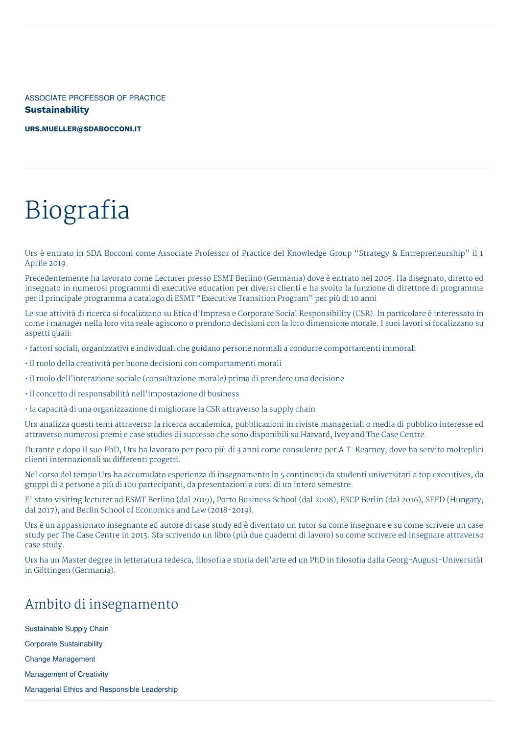ASSOCIATE PROFESSOR OF PRACTICE

**Sustainability**

**URS.MUELLER@SDABOCCONI.IT**

# Biografia

Urs è entrato in SDA Bocconi come Associate Professor of Practice del Knowledge Group "Strategy & Entrepreneurship" il 1 Aprile 2019.

Precedentemente ha lavorato come Lecturer presso ESMT Berlino (Germania) dove è entrato nel 2005. Ha disegnato, diretto ed insegnato in numerosi programmi di executive education per diversi clienti e ha svolto la funzione di direttore di programma per il principale programma a catalogo di ESMT "Executive Transition Program" per più di 10 anni

Le sue attività di ricerca si focalizzano su Etica d'Impresa e Corporate Social Responsibility (CSR). In particolare è interessato in come i manager nella loro vita reale agiscono o prendono decisioni con la loro dimensione morale. I suoi lavori si focalizzano su aspetti quali:

- fattori sociali, organizzativi e individuali che guidano persone normali a condurre comportamenti immorali
- il ruolo della creatività per buone decisioni con comportamenti morali
- il ruolo dell'interazione sociale (consultazione morale) prima di prendere una decisione
- il concetto di responsabilità nell'impostazione di business
- la capacità di una organizzazione di migliorare la CSR attraverso la supply chain

Urs analizza questi temi attraverso la ricerca accademica, pubblicazioni in riviste manageriali o media di pubblico interesse ed attraverso numerosi premi e case studies di successo che sono disponibili su Harvard, Ivey and The Case Centre.

Durante e dopo il suo PhD, Urs ha lavorato per poco più di 3 anni come consulente per A.T. Kearney, dove ha servito molteplici clienti internazionali su differenti progetti.

Nel corso del tempo Urs ha accumulato esperienza di insegnamento in 5 continenti da studenti universitari a top executives, da gruppi di 2 persone a più di 100 partecipanti, da presentazioni a corsi di un intero semestre.

E' stato visiting lecturer ad ESMT Berlino (dal 2019), Porto Business School (dal 2008), ESCP Berlin (dal 2016), SEED (Hungary; dal 2017), and Berlin School of Economics and Law (2018-2019).

Urs è un appassionato insegnante ed autore di case study ed è diventato un tutor su come insegnare e su come scrivere un case study per The Case Centre in 2013. Sta scrivendo un libro (più due quaderni di lavoro) su come scrivere ed insegnare attraverso case study.

Urs ha un Master degree in letteratura tedesca, filosofia e storia dell'arte ed un PhD in filosofia dalla Georg-August-Universität in Göttingen (Germania).

## Ambito di insegnamento

Sustainable Supply Chain

Corporate Sustainability

Change Management

Management of Creativity

Managerial Ethics and Responsible Leadership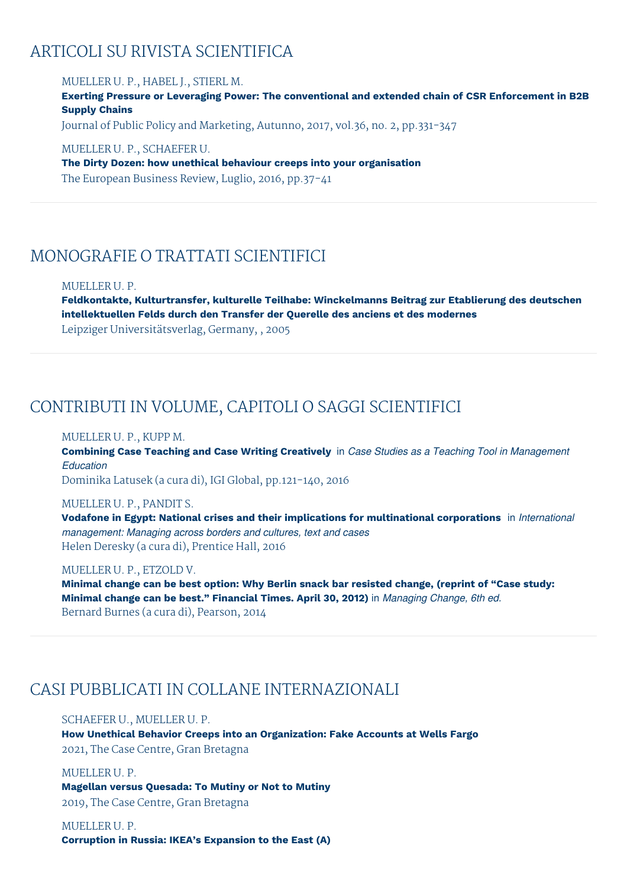## ARTICOLI SU RIVISTA SCIENTIFICA

MUELLER U. P., HABEL J., STIERL M.
**Exerting Pressure or Leveraging Power: The conventional and extended chain of CSR Enforcement in B2B Supply Chains**
Journal of Public Policy and Marketing, Autunno, 2017, vol.36, no. 2, pp.331-347

MUELLER U. P., SCHAEFER U.
**The Dirty Dozen: how unethical behaviour creeps into your organisation**
The European Business Review, Luglio, 2016, pp.37-41

## MONOGRAFIE O TRATTATI SCIENTIFICI

MUELLER U. P.
**Feldkontakte, Kulturtransfer, kulturelle Teilhabe: Winckelmanns Beitrag zur Etablierung des deutschen intellektuellen Felds durch den Transfer der Querelle des anciens et des modernes**
Leipziger Universitätsverlag, Germany, , 2005

## CONTRIBUTI IN VOLUME, CAPITOLI O SAGGI SCIENTIFICI

MUELLER U. P., KUPP M.
**Combining Case Teaching and Case Writing Creatively** in *Case Studies as a Teaching Tool in Management Education*
Dominika Latusek (a cura di), IGI Global, pp.121-140, 2016

MUELLER U. P., PANDIT S.
**Vodafone in Egypt: National crises and their implications for multinational corporations** in *International management: Managing across borders and cultures, text and cases*
Helen Deresky (a cura di), Prentice Hall, 2016

MUELLER U. P., ETZOLD V.
**Minimal change can be best option: Why Berlin snack bar resisted change, (reprint of "Case study: Minimal change can be best." Financial Times. April 30, 2012)** in *Managing Change, 6th ed.*
Bernard Burnes (a cura di), Pearson, 2014

## CASI PUBBLICATI IN COLLANE INTERNAZIONALI

SCHAEFER U., MUELLER U. P.
**How Unethical Behavior Creeps into an Organization: Fake Accounts at Wells Fargo**
2021, The Case Centre, Gran Bretagna

MUELLER U. P.
**Magellan versus Quesada: To Mutiny or Not to Mutiny**
2019, The Case Centre, Gran Bretagna

MUELLER U. P.
**Corruption in Russia: IKEA's Expansion to the East (A)**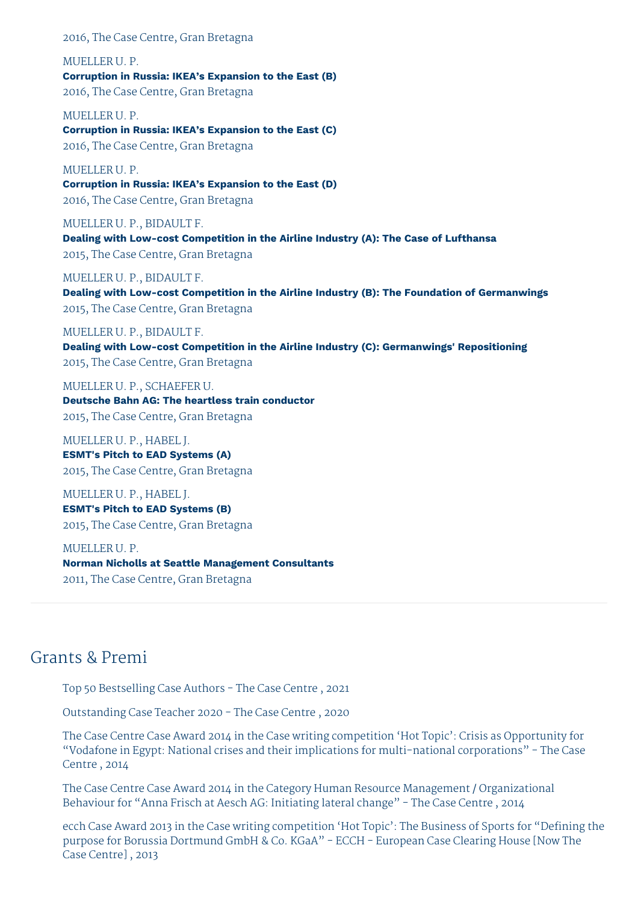2016, The Case Centre, Gran Bretagna

MUELLER U. P.
**Corruption in Russia: IKEA's Expansion to the East (B)**
2016, The Case Centre, Gran Bretagna

MUELLER U. P.
**Corruption in Russia: IKEA's Expansion to the East (C)**
2016, The Case Centre, Gran Bretagna

MUELLER U. P.
**Corruption in Russia: IKEA's Expansion to the East (D)**
2016, The Case Centre, Gran Bretagna

MUELLER U. P., BIDAULT F.
**Dealing with Low-cost Competition in the Airline Industry (A): The Case of Lufthansa**
2015, The Case Centre, Gran Bretagna

MUELLER U. P., BIDAULT F.
**Dealing with Low-cost Competition in the Airline Industry (B): The Foundation of Germanwings**
2015, The Case Centre, Gran Bretagna

MUELLER U. P., BIDAULT F.
**Dealing with Low-cost Competition in the Airline Industry (C): Germanwings' Repositioning**
2015, The Case Centre, Gran Bretagna

MUELLER U. P., SCHAEFER U.
**Deutsche Bahn AG: The heartless train conductor**
2015, The Case Centre, Gran Bretagna

MUELLER U. P., HABEL J.
**ESMT's Pitch to EAD Systems (A)**
2015, The Case Centre, Gran Bretagna

MUELLER U. P., HABEL J.
**ESMT's Pitch to EAD Systems (B)**
2015, The Case Centre, Gran Bretagna

MUELLER U. P.
**Norman Nicholls at Seattle Management Consultants**
2011, The Case Centre, Gran Bretagna

## Grants & Premi

Top 50 Bestselling Case Authors - The Case Centre , 2021

Outstanding Case Teacher 2020 - The Case Centre , 2020

The Case Centre Case Award 2014 in the Case writing competition 'Hot Topic': Crisis as Opportunity for "Vodafone in Egypt: National crises and their implications for multi-national corporations" - The Case Centre , 2014

The Case Centre Case Award 2014 in the Category Human Resource Management / Organizational Behaviour for "Anna Frisch at Aesch AG: Initiating lateral change" - The Case Centre , 2014

ecch Case Award 2013 in the Case writing competition 'Hot Topic': The Business of Sports for "Defining the purpose for Borussia Dortmund GmbH & Co. KGaA" - ECCH - European Case Clearing House [Now The Case Centre] , 2013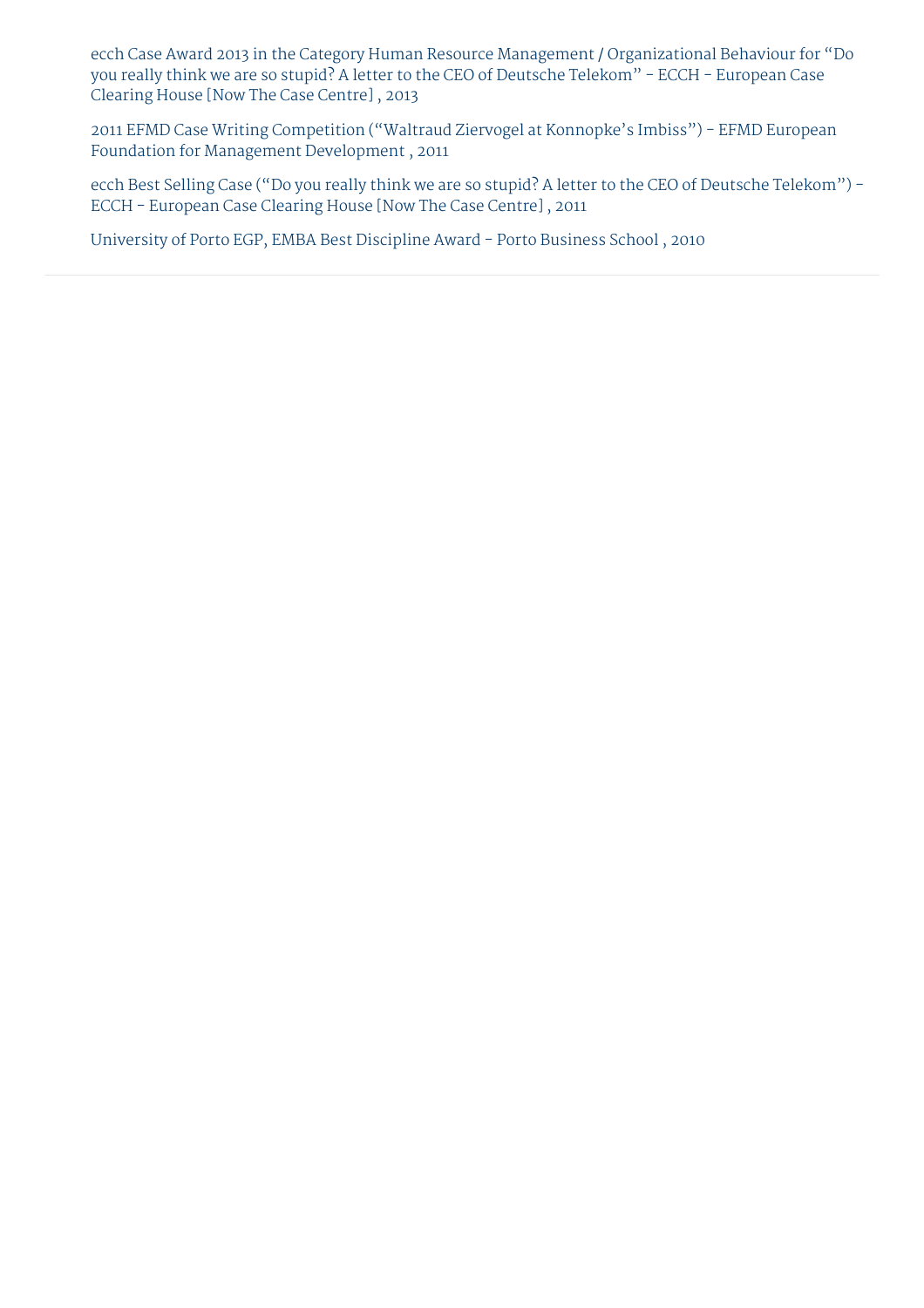ecch Case Award 2013 in the Category Human Resource Management / Organizational Behaviour for "Do you really think we are so stupid? A letter to the CEO of Deutsche Telekom" - ECCH - European Case Clearing House [Now The Case Centre] , 2013

2011 EFMD Case Writing Competition ("Waltraud Ziervogel at Konnopke's Imbiss") - EFMD European Foundation for Management Development , 2011

ecch Best Selling Case ("Do you really think we are so stupid? A letter to the CEO of Deutsche Telekom") - ECCH - European Case Clearing House [Now The Case Centre] , 2011

University of Porto EGP, EMBA Best Discipline Award - Porto Business School , 2010